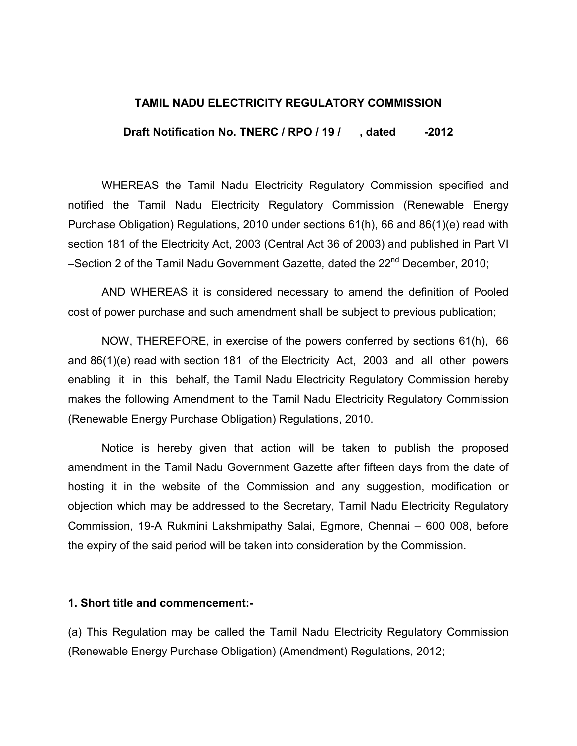**TAMIL NADU ELECTRICITY REGULATORY COMMISSION**

**Draft Notification No. TNERC / RPO / 19 /      , dated         -2012**

WHEREAS the Tamil Nadu Electricity Regulatory Commission specified and notified the Tamil Nadu Electricity Regulatory Commission (Renewable Energy Purchase Obligation) Regulations, 2010 under sections 61(h), 66 and 86(1)(e) read with section 181 of the Electricity Act, 2003 (Central Act 36 of 2003) and published in Part VI –Section 2 of the Tamil Nadu Government Gazette*,* dated the 22nd December, 2010;

AND WHEREAS it is considered necessary to amend the definition of Pooled cost of power purchase and such amendment shall be subject to previous publication;

NOW, THEREFORE, in exercise of the powers conferred by sections 61(h), 66 and 86(1)(e) read with section 181 of the Electricity Act, 2003 and all other powers enabling it in this behalf, the Tamil Nadu Electricity Regulatory Commission hereby makes the following Amendment to the Tamil Nadu Electricity Regulatory Commission (Renewable Energy Purchase Obligation) Regulations, 2010.

Notice is hereby given that action will be taken to publish the proposed amendment in the Tamil Nadu Government Gazette after fifteen days from the date of hosting it in the website of the Commission and any suggestion, modification or objection which may be addressed to the Secretary, Tamil Nadu Electricity Regulatory Commission, 19-A Rukmini Lakshmipathy Salai, Egmore, Chennai – 600 008, before the expiry of the said period will be taken into consideration by the Commission.

**1. Short title and commencement:-**

(a) This Regulation may be called the Tamil Nadu Electricity Regulatory Commission (Renewable Energy Purchase Obligation) (Amendment) Regulations, 2012;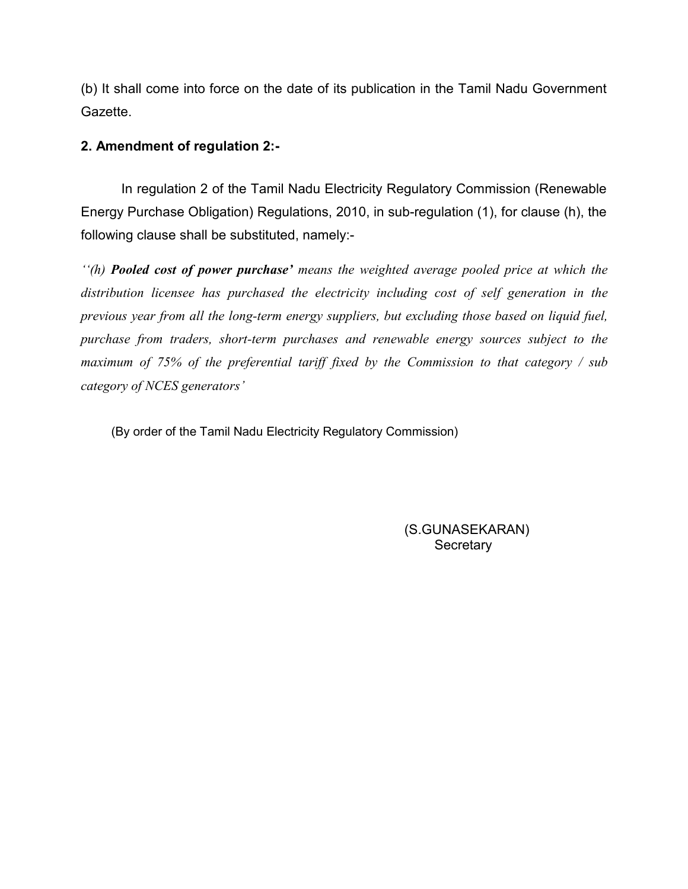(b) It shall come into force on the date of its publication in the Tamil Nadu Government Gazette.

**2. Amendment of regulation 2:-**

In regulation 2 of the Tamil Nadu Electricity Regulatory Commission (Renewable Energy Purchase Obligation) Regulations, 2010, in sub-regulation (1), for clause (h), the following clause shall be substituted, namely:-

*''(h)* ***Pooled cost of power purchase'*** *means the weighted average pooled price at which the distribution licensee has purchased the electricity including cost of self generation in the previous year from all the long-term energy suppliers, but excluding those based on liquid fuel, purchase from traders, short-term purchases and renewable energy sources subject to the maximum of 75% of the preferential tariff fixed by the Commission to that category / sub category of NCES generators'*

(By order of the Tamil Nadu Electricity Regulatory Commission)

(S.GUNASEKARAN)
Secretary